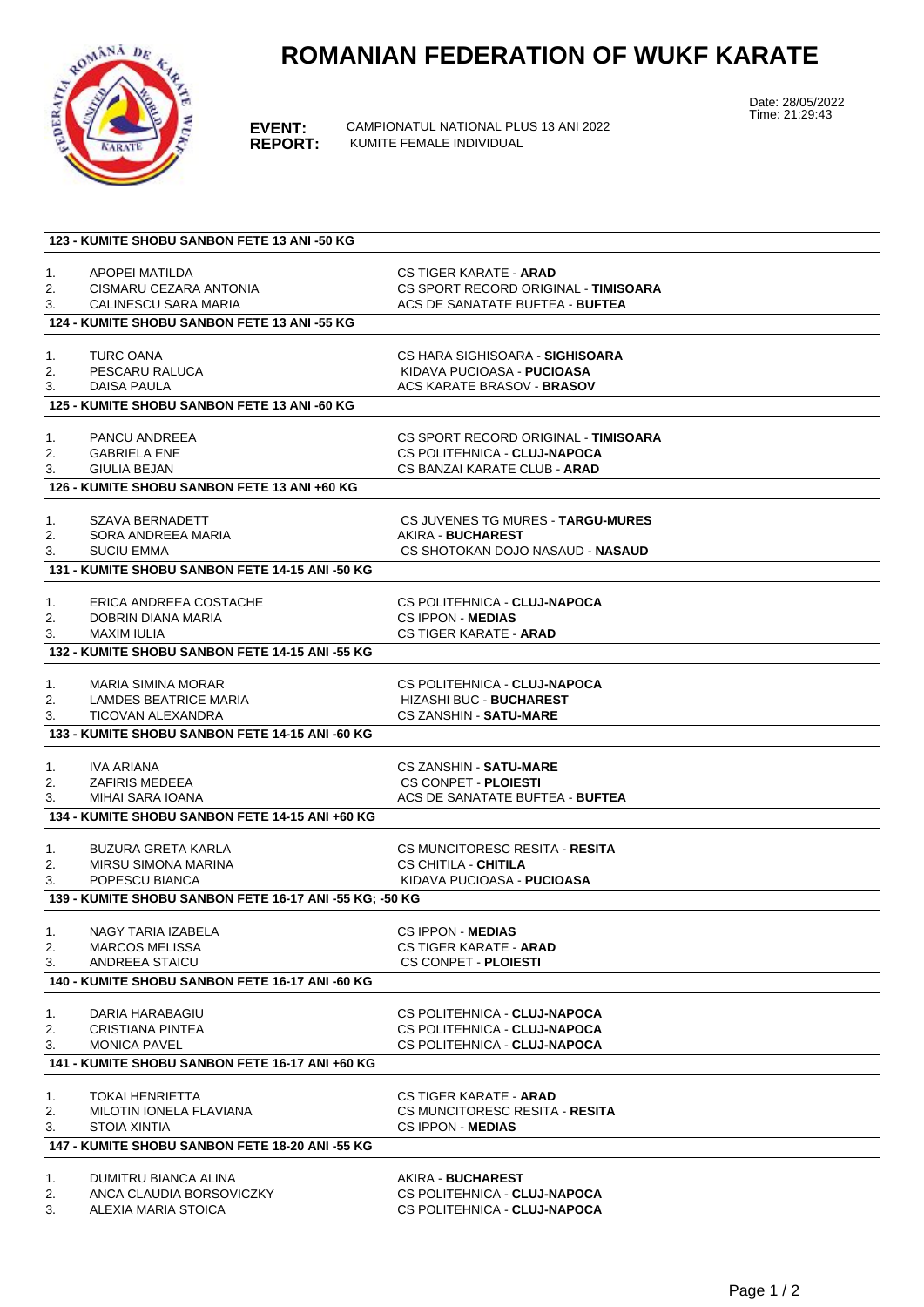# ROMANIAN FEDERATION OF WUKF KARATE

Date: 28/05/2022
Time: 21:29:43

**EVENT:** CAMPIONATUL NATIONAL PLUS 13 ANI 2022
**REPORT:** KUMITE FEMALE INDIVIDUAL

### 123 - KUMITE SHOBU SANBON FETE 13 ANI -50 KG

| | | |
|---|---|---|
| 1. | APOPEI MATILDA | CS TIGER KARATE - **ARAD** |
| 2. | CISMARU CEZARA ANTONIA | CS SPORT RECORD ORIGINAL - **TIMISOARA** |
| 3. | CALINESCU SARA MARIA | ACS DE SANATATE BUFTEA - **BUFTEA** |

### 124 - KUMITE SHOBU SANBON FETE 13 ANI -55 KG

| | | |
|---|---|---|
| 1. | TURC OANA | CS HARA SIGHISOARA - **SIGHISOARA** |
| 2. | PESCARU RALUCA | KIDAVA PUCIOASA - **PUCIOASA** |
| 3. | DAISA PAULA | ACS KARATE BRASOV - **BRASOV** |

### 125 - KUMITE SHOBU SANBON FETE 13 ANI -60 KG

| | | |
|---|---|---|
| 1. | PANCU ANDREEA | CS SPORT RECORD ORIGINAL - **TIMISOARA** |
| 2. | GABRIELA ENE | CS POLITEHNICA - **CLUJ-NAPOCA** |
| 3. | GIULIA BEJAN | CS BANZAI KARATE CLUB - **ARAD** |

### 126 - KUMITE SHOBU SANBON FETE 13 ANI +60 KG

| | | |
|---|---|---|
| 1. | SZAVA BERNADETT | CS JUVENES TG MURES - **TARGU-MURES** |
| 2. | SORA ANDREEA MARIA | AKIRA - **BUCHAREST** |
| 3. | SUCIU EMMA | CS SHOTOKAN DOJO NASAUD - **NASAUD** |

### 131 - KUMITE SHOBU SANBON FETE 14-15 ANI -50 KG

| | | |
|---|---|---|
| 1. | ERICA ANDREEA COSTACHE | CS POLITEHNICA - **CLUJ-NAPOCA** |
| 2. | DOBRIN DIANA MARIA | CS IPPON - **MEDIAS** |
| 3. | MAXIM IULIA | CS TIGER KARATE - **ARAD** |

### 132 - KUMITE SHOBU SANBON FETE 14-15 ANI -55 KG

| | | |
|---|---|---|
| 1. | MARIA SIMINA MORAR | CS POLITEHNICA - **CLUJ-NAPOCA** |
| 2. | LAMDES BEATRICE MARIA | HIZASHI BUC - **BUCHAREST** |
| 3. | TICOVAN ALEXANDRA | CS ZANSHIN - **SATU-MARE** |

### 133 - KUMITE SHOBU SANBON FETE 14-15 ANI -60 KG

| | | |
|---|---|---|
| 1. | IVA ARIANA | CS ZANSHIN - **SATU-MARE** |
| 2. | ZAFIRIS MEDEEA | CS CONPET - **PLOIESTI** |
| 3. | MIHAI SARA IOANA | ACS DE SANATATE BUFTEA - **BUFTEA** |

### 134 - KUMITE SHOBU SANBON FETE 14-15 ANI +60 KG

| | | |
|---|---|---|
| 1. | BUZURA GRETA KARLA | CS MUNCITORESC RESITA - **RESITA** |
| 2. | MIRSU SIMONA MARINA | CS CHITILA - **CHITILA** |
| 3. | POPESCU BIANCA | KIDAVA PUCIOASA - **PUCIOASA** |

### 139 - KUMITE SHOBU SANBON FETE 16-17 ANI -55 KG; -50 KG

| | | |
|---|---|---|
| 1. | NAGY TARIA IZABELA | CS IPPON - **MEDIAS** |
| 2. | MARCOS MELISSA | CS TIGER KARATE - **ARAD** |
| 3. | ANDREEA STAICU | CS CONPET - **PLOIESTI** |

### 140 - KUMITE SHOBU SANBON FETE 16-17 ANI -60 KG

| | | |
|---|---|---|
| 1. | DARIA HARABAGIU | CS POLITEHNICA - **CLUJ-NAPOCA** |
| 2. | CRISTIANA PINTEA | CS POLITEHNICA - **CLUJ-NAPOCA** |
| 3. | MONICA PAVEL | CS POLITEHNICA - **CLUJ-NAPOCA** |

### 141 - KUMITE SHOBU SANBON FETE 16-17 ANI +60 KG

| | | |
|---|---|---|
| 1. | TOKAI HENRIETTA | CS TIGER KARATE - **ARAD** |
| 2. | MILOTIN IONELA FLAVIANA | CS MUNCITORESC RESITA - **RESITA** |
| 3. | STOIA XINTIA | CS IPPON - **MEDIAS** |

### 147 - KUMITE SHOBU SANBON FETE 18-20 ANI -55 KG

| | | |
|---|---|---|
| 1. | DUMITRU BIANCA ALINA | AKIRA - **BUCHAREST** |
| 2. | ANCA CLAUDIA BORSOVICZKY | CS POLITEHNICA - **CLUJ-NAPOCA** |
| 3. | ALEXIA MARIA STOICA | CS POLITEHNICA - **CLUJ-NAPOCA** |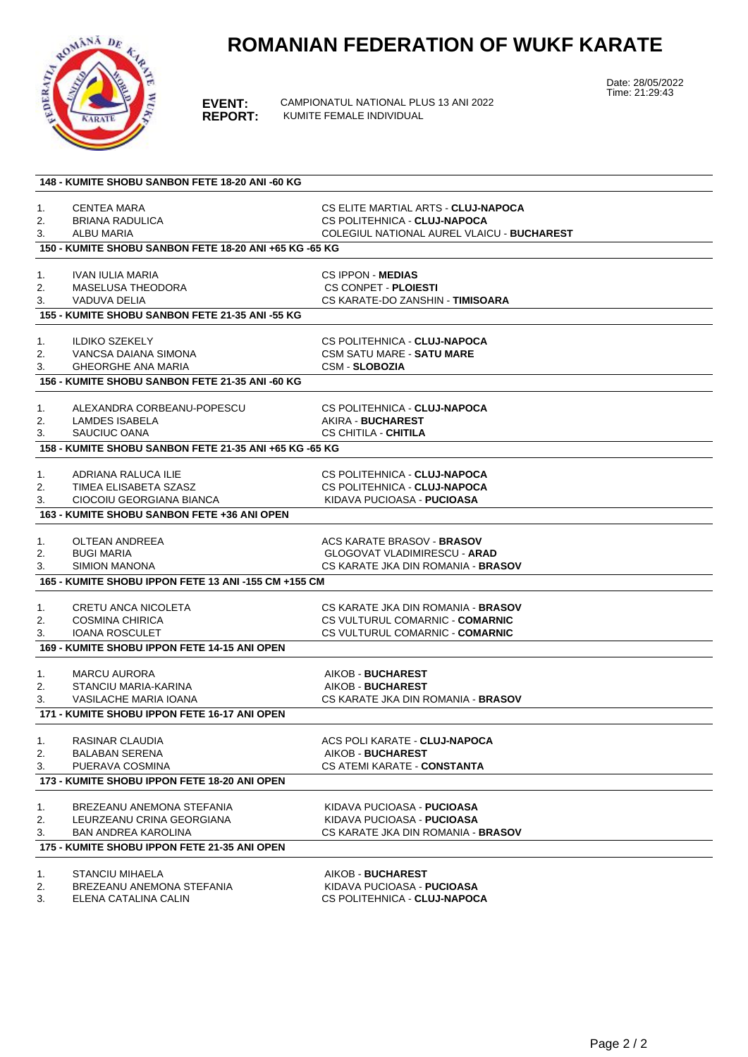# ROMANIAN FEDERATION OF WUKF KARATE

Date: 28/05/2022
Time: 21:29:43

**EVENT:** CAMPIONATUL NATIONAL PLUS 13 ANI 2022
**REPORT:** KUMITE FEMALE INDIVIDUAL

**148 - KUMITE SHOBU SANBON FETE 18-20 ANI -60 KG**

| | | |
|---|---|---|
| 1. | CENTEA MARA | CS ELITE MARTIAL ARTS - **CLUJ-NAPOCA** |
| 2. | BRIANA RADULICA | CS POLITEHNICA - **CLUJ-NAPOCA** |
| 3. | ALBU MARIA | COLEGIUL NATIONAL AUREL VLAICU - **BUCHAREST** |

**150 - KUMITE SHOBU SANBON FETE 18-20 ANI +65 KG -65 KG**

| | | |
|---|---|---|
| 1. | IVAN IULIA MARIA | CS IPPON - **MEDIAS** |
| 2. | MASELUSA THEODORA | CS CONPET - **PLOIESTI** |
| 3. | VADUVA DELIA | CS KARATE-DO ZANSHIN - **TIMISOARA** |

**155 - KUMITE SHOBU SANBON FETE 21-35 ANI -55 KG**

| | | |
|---|---|---|
| 1. | ILDIKO SZEKELY | CS POLITEHNICA - **CLUJ-NAPOCA** |
| 2. | VANCSA DAIANA SIMONA | CSM SATU MARE - **SATU MARE** |
| 3. | GHEORGHE ANA MARIA | CSM - **SLOBOZIA** |

**156 - KUMITE SHOBU SANBON FETE 21-35 ANI -60 KG**

| | | |
|---|---|---|
| 1. | ALEXANDRA CORBEANU-POPESCU | CS POLITEHNICA - **CLUJ-NAPOCA** |
| 2. | LAMDES ISABELA | AKIRA - **BUCHAREST** |
| 3. | SAUCIUC OANA | CS CHITILA - **CHITILA** |

**158 - KUMITE SHOBU SANBON FETE 21-35 ANI +65 KG -65 KG**

| | | |
|---|---|---|
| 1. | ADRIANA RALUCA ILIE | CS POLITEHNICA - **CLUJ-NAPOCA** |
| 2. | TIMEA ELISABETA SZASZ | CS POLITEHNICA - **CLUJ-NAPOCA** |
| 3. | CIOCOIU GEORGIANA BIANCA | KIDAVA PUCIOASA - **PUCIOASA** |

**163 - KUMITE SHOBU SANBON FETE +36 ANI OPEN**

| | | |
|---|---|---|
| 1. | OLTEAN ANDREEA | ACS KARATE BRASOV - **BRASOV** |
| 2. | BUGI MARIA | GLOGOVAT VLADIMIRESCU - **ARAD** |
| 3. | SIMION MANONA | CS KARATE JKA DIN ROMANIA - **BRASOV** |

**165 - KUMITE SHOBU IPPON FETE 13 ANI -155 CM +155 CM**

| | | |
|---|---|---|
| 1. | CRETU ANCA NICOLETA | CS KARATE JKA DIN ROMANIA - **BRASOV** |
| 2. | COSMINA CHIRICA | CS VULTURUL COMARNIC - **COMARNIC** |
| 3. | IOANA ROSCULET | CS VULTURUL COMARNIC - **COMARNIC** |

**169 - KUMITE SHOBU IPPON FETE 14-15 ANI OPEN**

| | | |
|---|---|---|
| 1. | MARCU AURORA | AIKOB - **BUCHAREST** |
| 2. | STANCIU MARIA-KARINA | AIKOB - **BUCHAREST** |
| 3. | VASILACHE MARIA IOANA | CS KARATE JKA DIN ROMANIA - **BRASOV** |

**171 - KUMITE SHOBU IPPON FETE 16-17 ANI OPEN**

| | | |
|---|---|---|
| 1. | RASINAR CLAUDIA | ACS POLI KARATE - **CLUJ-NAPOCA** |
| 2. | BALABAN SERENA | AIKOB - **BUCHAREST** |
| 3. | PUERAVA COSMINA | CS ATEMI KARATE - **CONSTANTA** |

**173 - KUMITE SHOBU IPPON FETE 18-20 ANI OPEN**

| | | |
|---|---|---|
| 1. | BREZEANU ANEMONA STEFANIA | KIDAVA PUCIOASA - **PUCIOASA** |
| 2. | LEURZEANU CRINA GEORGIANA | KIDAVA PUCIOASA - **PUCIOASA** |
| 3. | BAN ANDREA KAROLINA | CS KARATE JKA DIN ROMANIA - **BRASOV** |

**175 - KUMITE SHOBU IPPON FETE 21-35 ANI OPEN**

| | | |
|---|---|---|
| 1. | STANCIU MIHAELA | AIKOB - **BUCHAREST** |
| 2. | BREZEANU ANEMONA STEFANIA | KIDAVA PUCIOASA - **PUCIOASA** |
| 3. | ELENA CATALINA CALIN | CS POLITEHNICA - **CLUJ-NAPOCA** |